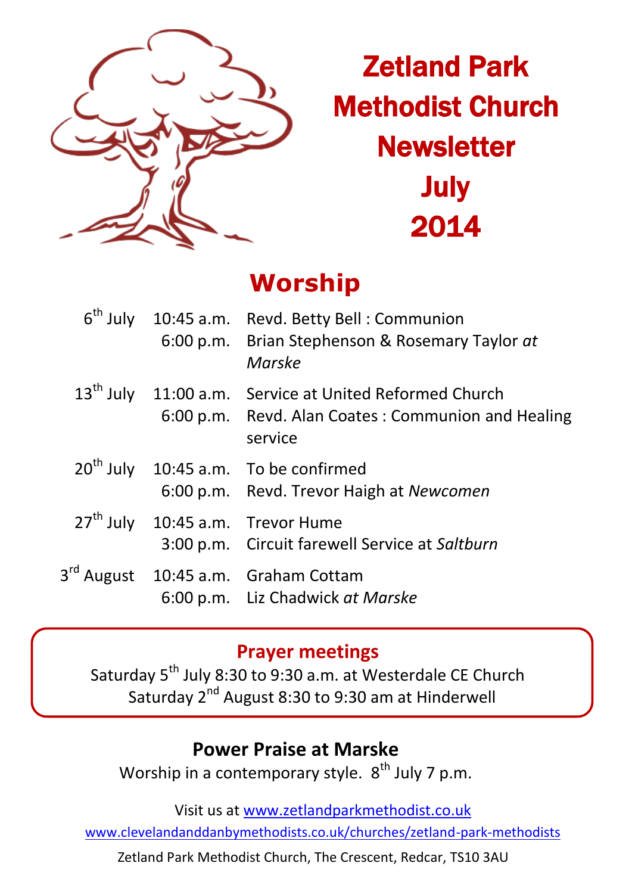# Zetland Park Methodist Church Newsletter July 2014

## Worship

| | | |
|---|---|---|
| 6th July | 10:45 a.m. | Revd. Betty Bell : Communion |
| | 6:00 p.m. | Brian Stephenson & Rosemary Taylor *at Marske* |
| 13th July | 11:00 a.m. | Service at United Reformed Church |
| | 6:00 p.m. | Revd. Alan Coates : Communion and Healing service |
| 20th July | 10:45 a.m. | To be confirmed |
| | 6:00 p.m. | Revd. Trevor Haigh at *Newcomen* |
| 27th July | 10:45 a.m. | Trevor Hume |
| | 3:00 p.m. | Circuit farewell Service at *Saltburn* |
| 3rd August | 10:45 a.m. | Graham Cottam |
| | 6:00 p.m. | Liz Chadwick *at Marske* |

### Prayer meetings

Saturday 5th July 8:30 to 9:30 a.m. at Westerdale CE Church
Saturday 2nd August 8:30 to 9:30 am at Hinderwell

### Power Praise at Marske

Worship in a contemporary style. 8th July 7 p.m.

Visit us at [www.zetlandparkmethodist.co.uk](http://www.zetlandparkmethodist.co.uk)

[www.clevelandanddanbymethodists.co.uk/churches/zetland-park-methodists](http://www.clevelandanddanbymethodists.co.uk/churches/zetland-park-methodists)

Zetland Park Methodist Church, The Crescent, Redcar, TS10 3AU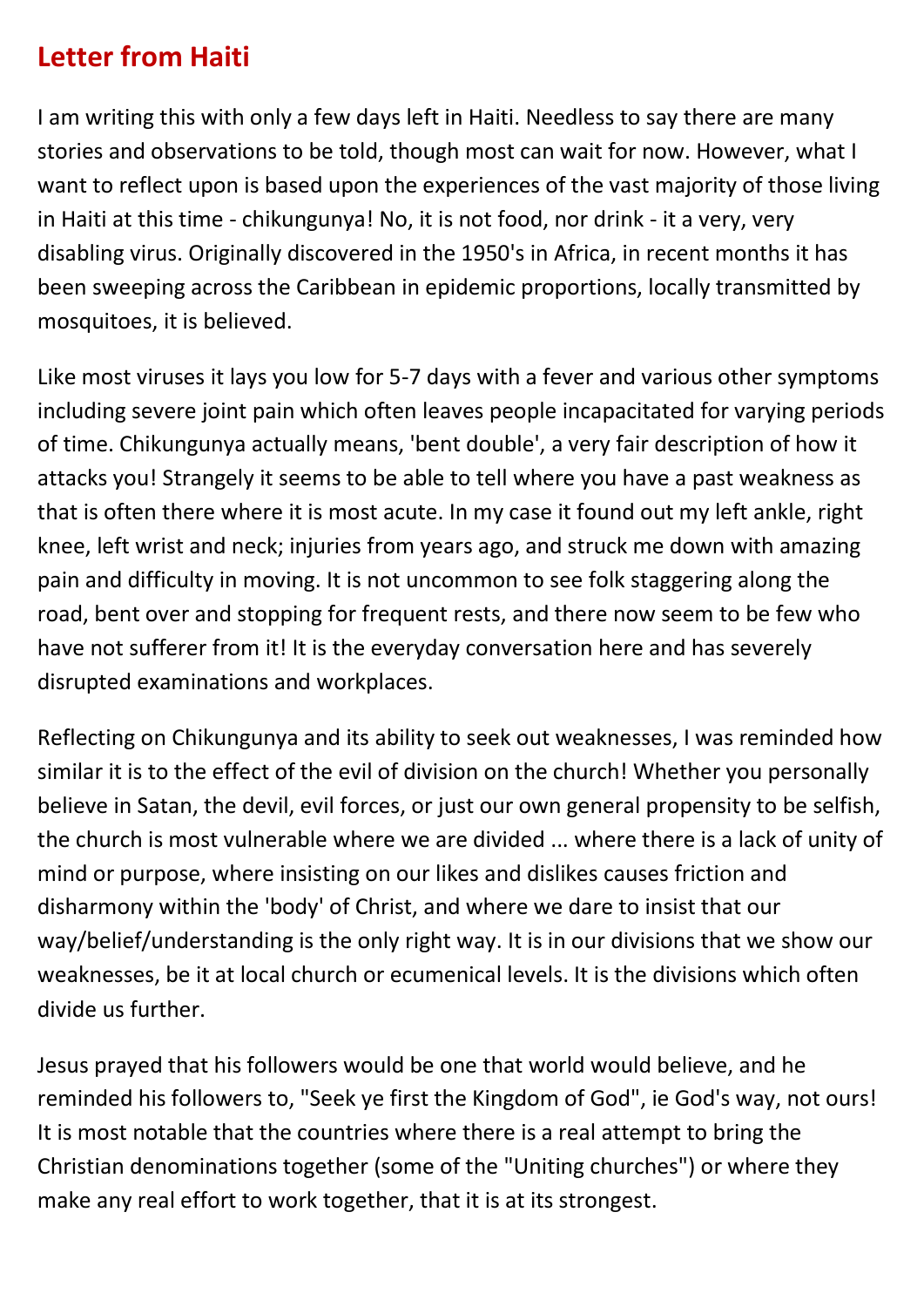## Letter from Haiti

I am writing this with only a few days left in Haiti. Needless to say there are many stories and observations to be told, though most can wait for now. However, what I want to reflect upon is based upon the experiences of the vast majority of those living in Haiti at this time - chikungunya! No, it is not food, nor drink - it a very, very disabling virus. Originally discovered in the 1950's in Africa, in recent months it has been sweeping across the Caribbean in epidemic proportions, locally transmitted by mosquitoes, it is believed.

Like most viruses it lays you low for 5-7 days with a fever and various other symptoms including severe joint pain which often leaves people incapacitated for varying periods of time. Chikungunya actually means, 'bent double', a very fair description of how it attacks you! Strangely it seems to be able to tell where you have a past weakness as that is often there where it is most acute. In my case it found out my left ankle, right knee, left wrist and neck; injuries from years ago, and struck me down with amazing pain and difficulty in moving. It is not uncommon to see folk staggering along the road, bent over and stopping for frequent rests, and there now seem to be few who have not sufferer from it! It is the everyday conversation here and has severely disrupted examinations and workplaces.

Reflecting on Chikungunya and its ability to seek out weaknesses, I was reminded how similar it is to the effect of the evil of division on the church! Whether you personally believe in Satan, the devil, evil forces, or just our own general propensity to be selfish, the church is most vulnerable where we are divided ... where there is a lack of unity of mind or purpose, where insisting on our likes and dislikes causes friction and disharmony within the 'body' of Christ, and where we dare to insist that our way/belief/understanding is the only right way. It is in our divisions that we show our weaknesses, be it at local church or ecumenical levels. It is the divisions which often divide us further.

Jesus prayed that his followers would be one that world would believe, and he reminded his followers to, "Seek ye first the Kingdom of God", ie God's way, not ours! It is most notable that the countries where there is a real attempt to bring the Christian denominations together (some of the "Uniting churches") or where they make any real effort to work together, that it is at its strongest.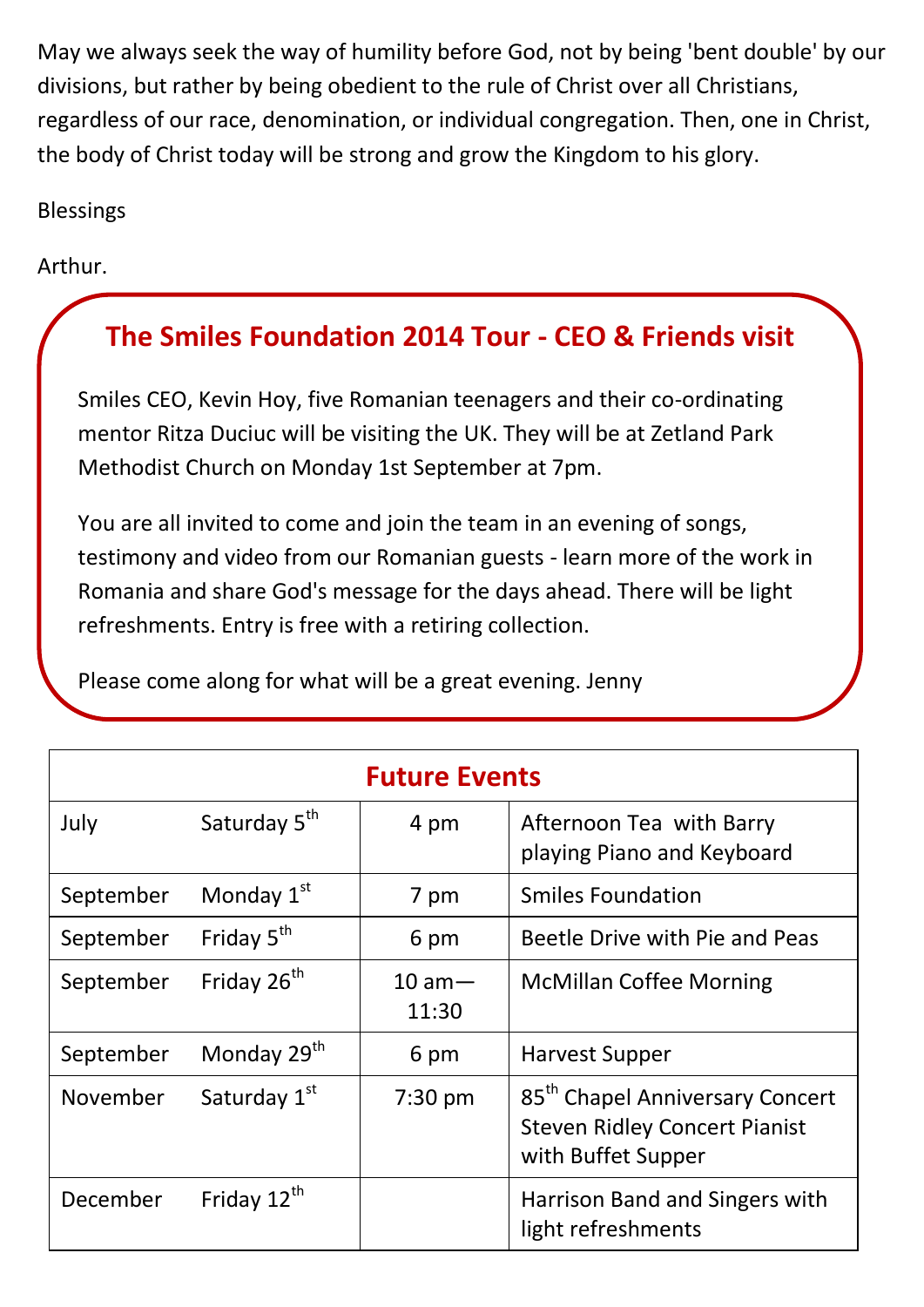May we always seek the way of humility before God, not by being 'bent double' by our divisions, but rather by being obedient to the rule of Christ over all Christians, regardless of our race, denomination, or individual congregation. Then, one in Christ, the body of Christ today will be strong and grow the Kingdom to his glory.

Blessings

Arthur.

## The Smiles Foundation 2014 Tour - CEO & Friends visit

Smiles CEO, Kevin Hoy, five Romanian teenagers and their co-ordinating mentor Ritza Duciuc will be visiting the UK. They will be at Zetland Park Methodist Church on Monday 1st September at 7pm.

You are all invited to come and join the team in an evening of songs, testimony and video from our Romanian guests - learn more of the work in Romania and share God's message for the days ahead. There will be light refreshments. Entry is free with a retiring collection.

Please come along for what will be a great evening. Jenny

## Future Events

| Month | Day | Time | Event |
|---|---|---|---|
| July | Saturday 5th | 4 pm | Afternoon Tea with Barry playing Piano and Keyboard |
| September | Monday 1st | 7 pm | Smiles Foundation |
| September | Friday 5th | 6 pm | Beetle Drive with Pie and Peas |
| September | Friday 26th | 10 am—11:30 | McMillan Coffee Morning |
| September | Monday 29th | 6 pm | Harvest Supper |
| November | Saturday 1st | 7:30 pm | 85th Chapel Anniversary Concert Steven Ridley Concert Pianist with Buffet Supper |
| December | Friday 12th | | Harrison Band and Singers with light refreshments |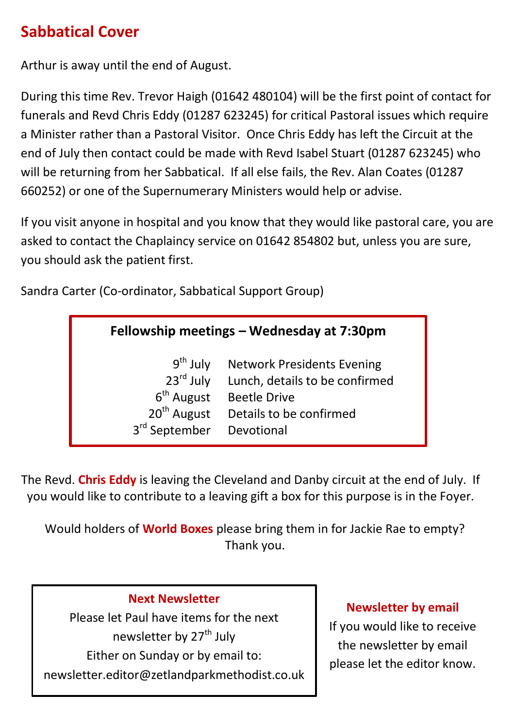## Sabbatical Cover

Arthur is away until the end of August.

During this time Rev. Trevor Haigh (01642 480104) will be the first point of contact for funerals and Revd Chris Eddy (01287 623245) for critical Pastoral issues which require a Minister rather than a Pastoral Visitor. Once Chris Eddy has left the Circuit at the end of July then contact could be made with Revd Isabel Stuart (01287 623245) who will be returning from her Sabbatical. If all else fails, the Rev. Alan Coates (01287 660252) or one of the Supernumerary Ministers would help or advise.

If you visit anyone in hospital and you know that they would like pastoral care, you are asked to contact the Chaplaincy service on 01642 854802 but, unless you are sure, you should ask the patient first.

Sandra Carter (Co-ordinator, Sabbatical Support Group)

**Fellowship meetings – Wednesday at 7:30pm**

| | |
|---|---|
| 9th July | Network Presidents Evening |
| 23rd July | Lunch, details to be confirmed |
| 6th August | Beetle Drive |
| 20th August | Details to be confirmed |
| 3rd September | Devotional |

The Revd. **Chris Eddy** is leaving the Cleveland and Danby circuit at the end of July. If you would like to contribute to a leaving gift a box for this purpose is in the Foyer.

Would holders of **World Boxes** please bring them in for Jackie Rae to empty? Thank you.

**Next Newsletter**

Please let Paul have items for the next newsletter by 27th July
Either on Sunday or by email to:
newsletter.editor@zetlandparkmethodist.co.uk

**Newsletter by email**

If you would like to receive the newsletter by email please let the editor know.